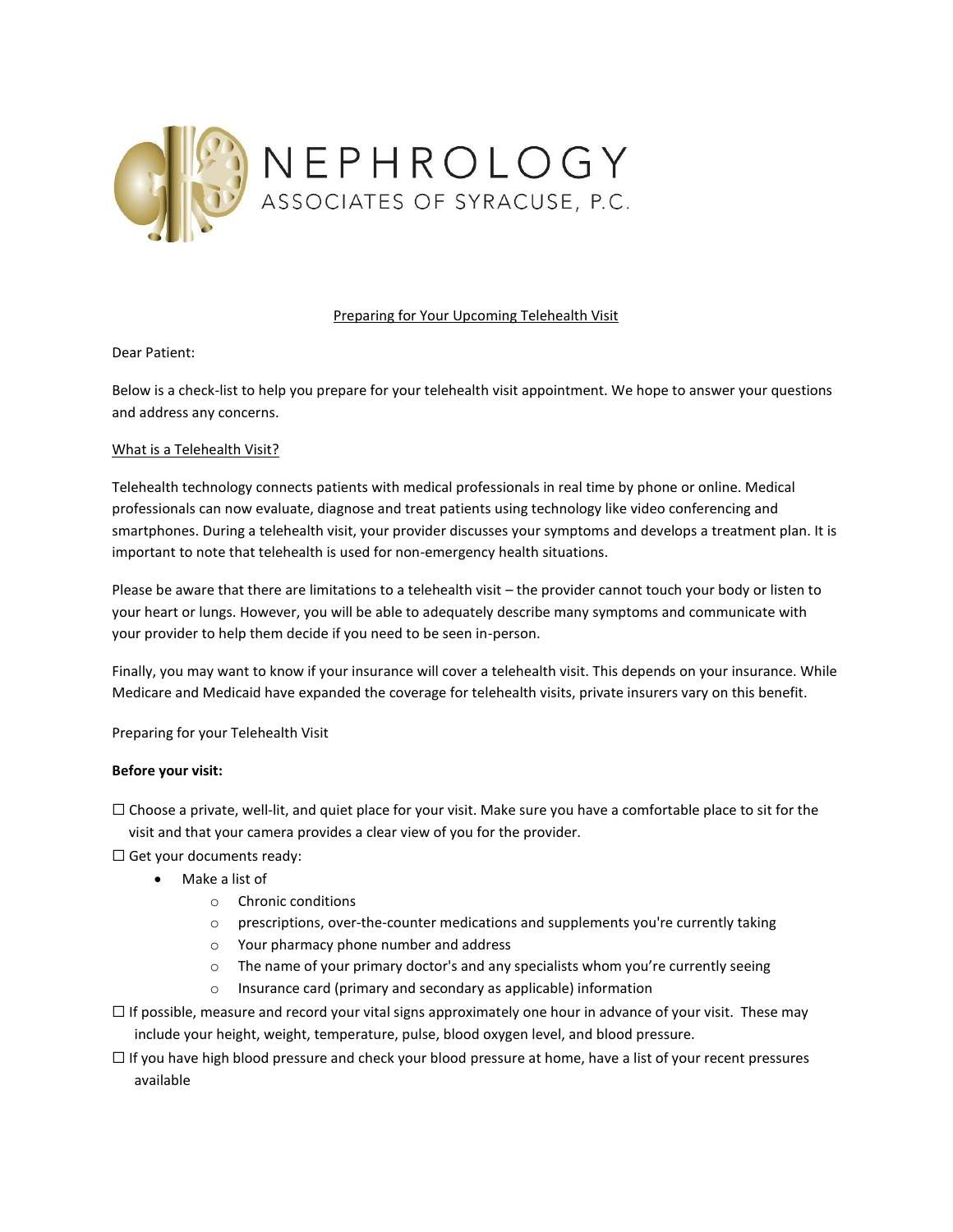# NEPHROLOGY

ASSOCIATES OF SYRACUSE, P.C.

## Preparing for Your Upcoming Telehealth Visit

Dear Patient:

Below is a check-list to help you prepare for your telehealth visit appointment. We hope to answer your questions and address any concerns.

### What is a Telehealth Visit?

Telehealth technology connects patients with medical professionals in real time by phone or online. Medical professionals can now evaluate, diagnose and treat patients using technology like video conferencing and smartphones. During a telehealth visit, your provider discusses your symptoms and develops a treatment plan. It is important to note that telehealth is used for non-emergency health situations.

Please be aware that there are limitations to a telehealth visit – the provider cannot touch your body or listen to your heart or lungs. However, you will be able to adequately describe many symptoms and communicate with your provider to help them decide if you need to be seen in-person.

Finally, you may want to know if your insurance will cover a telehealth visit. This depends on your insurance. While Medicare and Medicaid have expanded the coverage for telehealth visits, private insurers vary on this benefit.

Preparing for your Telehealth Visit

**Before your visit:**

☐ Choose a private, well-lit, and quiet place for your visit. Make sure you have a comfortable place to sit for the visit and that your camera provides a clear view of you for the provider.

☐ Get your documents ready:

- Make a list of
  - Chronic conditions
  - prescriptions, over-the-counter medications and supplements you're currently taking
  - Your pharmacy phone number and address
  - The name of your primary doctor's and any specialists whom you're currently seeing
  - Insurance card (primary and secondary as applicable) information

☐ If possible, measure and record your vital signs approximately one hour in advance of your visit. These may include your height, weight, temperature, pulse, blood oxygen level, and blood pressure.

☐ If you have high blood pressure and check your blood pressure at home, have a list of your recent pressures available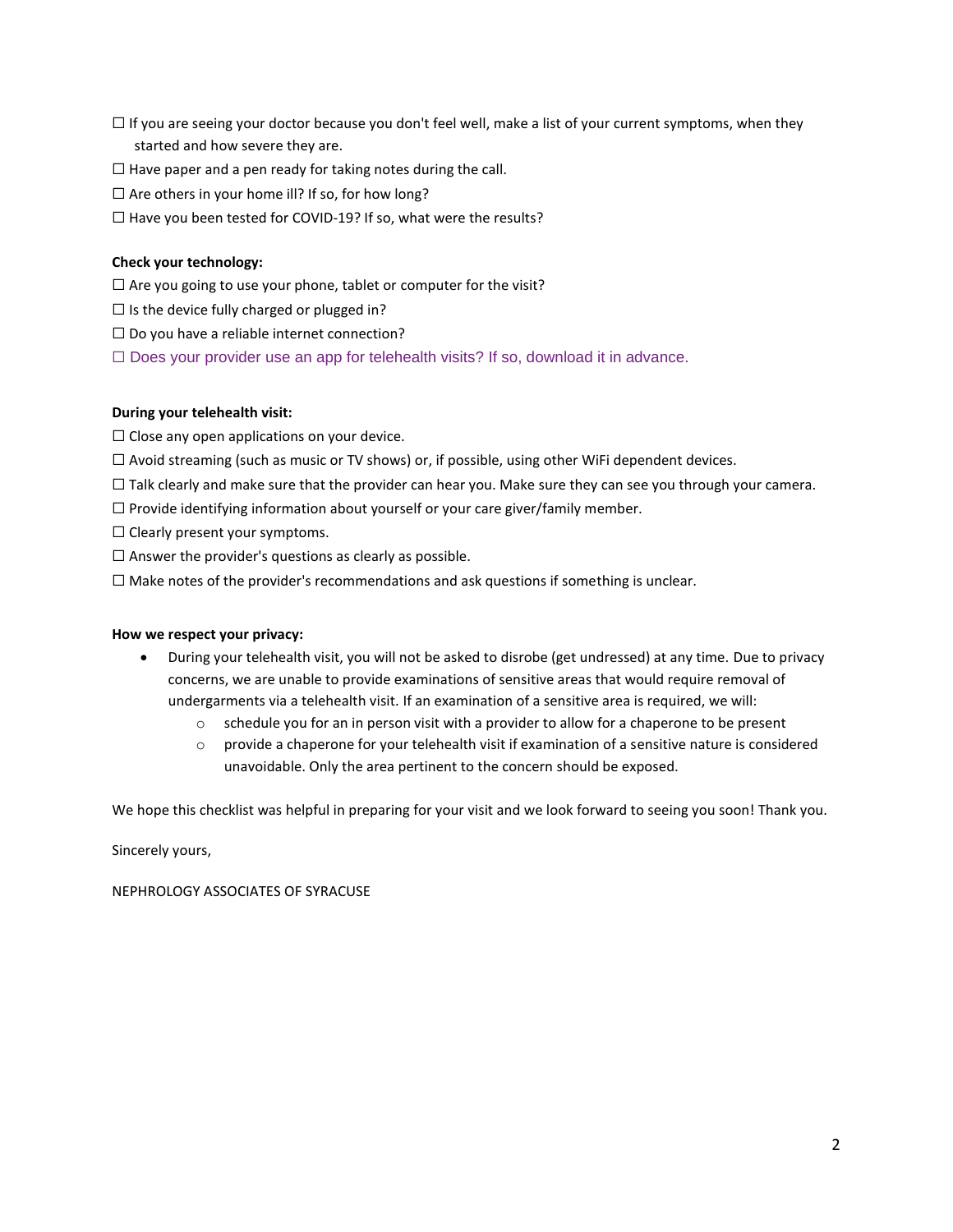☐ If you are seeing your doctor because you don't feel well, make a list of your current symptoms, when they started and how severe they are.

☐ Have paper and a pen ready for taking notes during the call.

☐ Are others in your home ill? If so, for how long?

☐ Have you been tested for COVID-19? If so, what were the results?

**Check your technology:**

☐ Are you going to use your phone, tablet or computer for the visit?

☐ Is the device fully charged or plugged in?

☐ Do you have a reliable internet connection?

☐ Does your provider use an app for telehealth visits? If so, download it in advance.

**During your telehealth visit:**

☐ Close any open applications on your device.

☐ Avoid streaming (such as music or TV shows) or, if possible, using other WiFi dependent devices.

☐ Talk clearly and make sure that the provider can hear you. Make sure they can see you through your camera.

☐ Provide identifying information about yourself or your care giver/family member.

☐ Clearly present your symptoms.

☐ Answer the provider's questions as clearly as possible.

☐ Make notes of the provider's recommendations and ask questions if something is unclear.

**How we respect your privacy:**

- During your telehealth visit, you will not be asked to disrobe (get undressed) at any time. Due to privacy concerns, we are unable to provide examinations of sensitive areas that would require removal of undergarments via a telehealth visit. If an examination of a sensitive area is required, we will:
  - schedule you for an in person visit with a provider to allow for a chaperone to be present
  - provide a chaperone for your telehealth visit if examination of a sensitive nature is considered unavoidable. Only the area pertinent to the concern should be exposed.

We hope this checklist was helpful in preparing for your visit and we look forward to seeing you soon! Thank you.

Sincerely yours,

NEPHROLOGY ASSOCIATES OF SYRACUSE